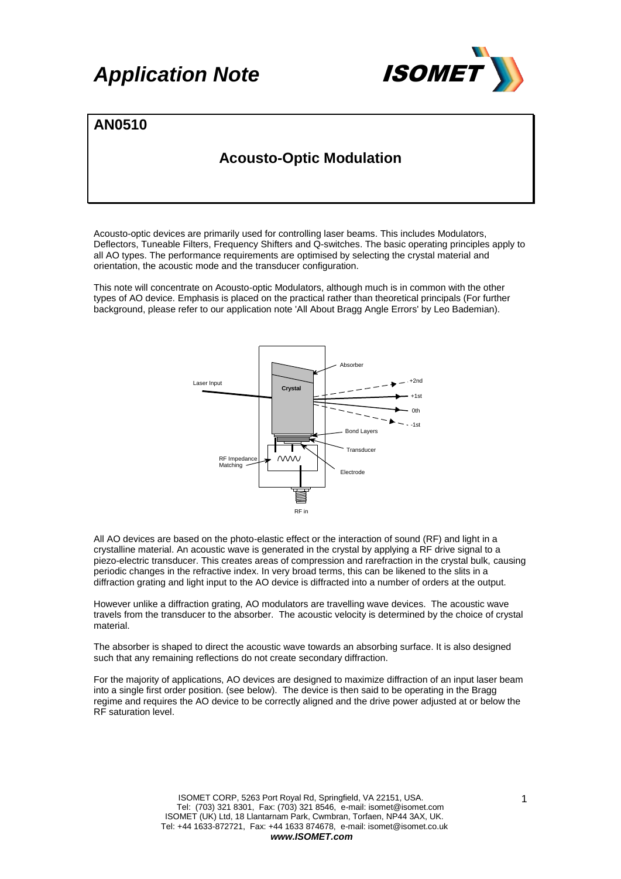# Application Note

## AN0510

## Acousto-Optic Modulation

Acousto-optic devices are primarily used for controlling laser beams. This includes Modulators, Deflectors, Tuneable Filters, Frequency Shifters and Q-switches. The basic operating principles apply to all AO types. The performance requirements are optimised by selecting the crystal material and orientation, the acoustic mode and the transducer configuration.

This note will concentrate on Acousto-optic Modulators, although much is in common with the other types of AO device. Emphasis is placed on the practical rather than theoretical principals (For further background, please refer to our application note 'All About Bragg Angle Errors' by Leo Bademian).

All AO devices are based on the photo-elastic effect or the interaction of sound (RF) and light in a crystalline material. An acoustic wave is generated in the crystal by applying a RF drive signal to a piezo-electric transducer. This creates areas of compression and rarefraction in the crystal bulk, causing periodic changes in the refractive index. In very broad terms, this can be likened to the slits in a diffraction grating and light input to the AO device is diffracted into a number of orders at the output.

However unlike a diffraction grating, AO modulators are travelling wave devices. The acoustic wave travels from the transducer to the absorber. The acoustic velocity is determined by the choice of crystal material.

The absorber is shaped to direct the acoustic wave towards an absorbing surface. It is also designed such that any remaining reflections do not create secondary diffraction.

For the majority of applications, AO devices are designed to maximize diffraction of an input laser beam into a single first order position. (see below). The device is then said to be operating in the Bragg regime and requires the AO device to be correctly aligned and the drive power adjusted at or below the RF saturation level.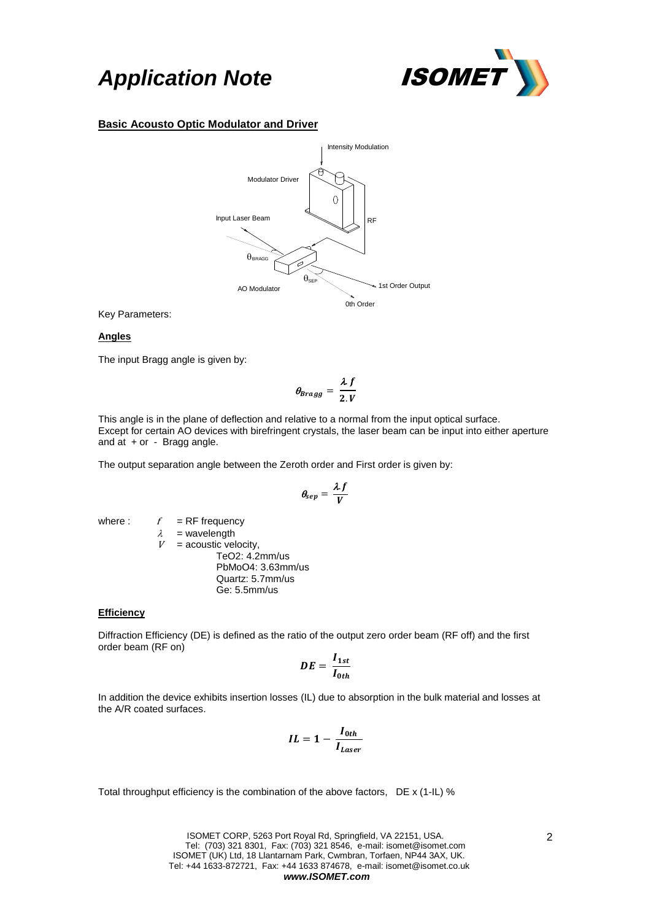## Basic Acousto Optic Modulator and Driver

Intensity Modulation

Modulator Driver

Input Laser Beam

RF

$\theta_{BRAGG}$

$\theta_{SEP}$

AO Modulator

1st Order Output

0th Order

Key Parameters:

### Angles

The input Bragg angle is given by:

$$\theta_{Bragg} = \frac{\lambda . f}{2 . V}$$

This angle is in the plane of deflection and relative to a normal from the input optical surface.
Except for certain AO devices with birefringent crystals, the laser beam can be input into either aperture and at + or - Bragg angle.

The output separation angle between the Zeroth order and First order is given by:

$$\theta_{sep} = \frac{\lambda . f}{V}$$

where :
- $f$ = RF frequency
- $\lambda$ = wavelength
- $V$ = acoustic velocity,
  - $TeO_2$: 4.2mm/us
  - $PbMoO_4$: 3.63mm/us
  - Quartz: 5.7mm/us
  - Ge: 5.5mm/us

### Efficiency

Diffraction Efficiency (DE) is defined as the ratio of the output zero order beam (RF off) and the first order beam (RF on)

$$DE = \frac{I_{1st}}{I_{0th}}$$

In addition the device exhibits insertion losses (IL) due to absorption in the bulk material and losses at the A/R coated surfaces.

$$IL = 1 - \frac{I_{0th}}{I_{Laser}}$$

Total throughput efficiency is the combination of the above factors, DE x (1-IL) %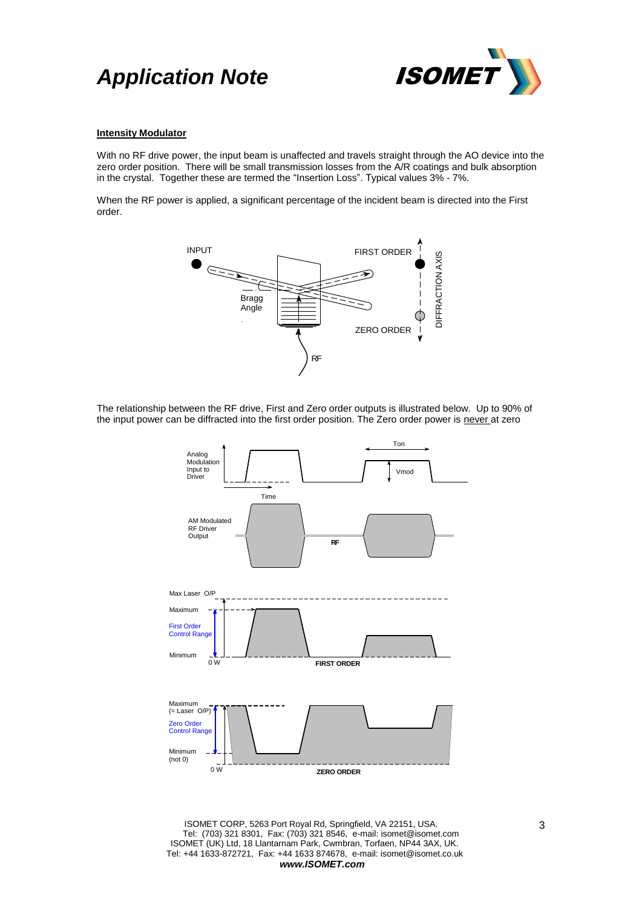**Intensity Modulator**

With no RF drive power, the input beam is unaffected and travels straight through the AO device into the zero order position. There will be small transmission losses from the A/R coatings and bulk absorption in the crystal. Together these are termed the "Insertion Loss". Typical values 3% - 7%.

When the RF power is applied, a significant percentage of the incident beam is directed into the First order.

The relationship between the RF drive, First and Zero order outputs is illustrated below. Up to 90% of the input power can be diffracted into the first order position. The Zero order power is never at zero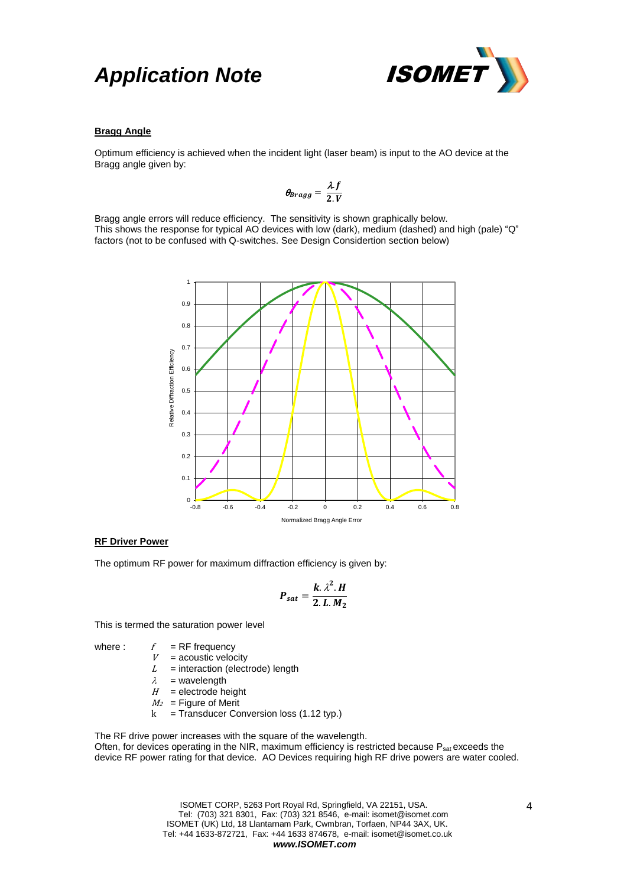### Bragg Angle

Optimum efficiency is achieved when the incident light (laser beam) is input to the AO device at the Bragg angle given by:

$$\theta_{Bragg} = \frac{\lambda . f}{2.V}$$

Bragg angle errors will reduce efficiency. The sensitivity is shown graphically below.
This shows the response for typical AO devices with low (dark), medium (dashed) and high (pale) "Q" factors (not to be confused with Q-switches. See Design Considertion section below)

### RF Driver Power

The optimum RF power for maximum diffraction efficiency is given by:

$$P_{sat} = \frac{k. \lambda^2 . H}{2. L. M_2}$$

This is termed the saturation power level

where :
- $f$ = RF frequency
- $V$ = acoustic velocity
- $L$ = interaction (electrode) length
- $\lambda$ = wavelength
- $H$ = electrode height
- $M_2$ = Figure of Merit
- k = Transducer Conversion loss (1.12 typ.)

The RF drive power increases with the square of the wavelength.
Often, for devices operating in the NIR, maximum efficiency is restricted because $P_{sat}$ exceeds the device RF power rating for that device. AO Devices requiring high RF drive powers are water cooled.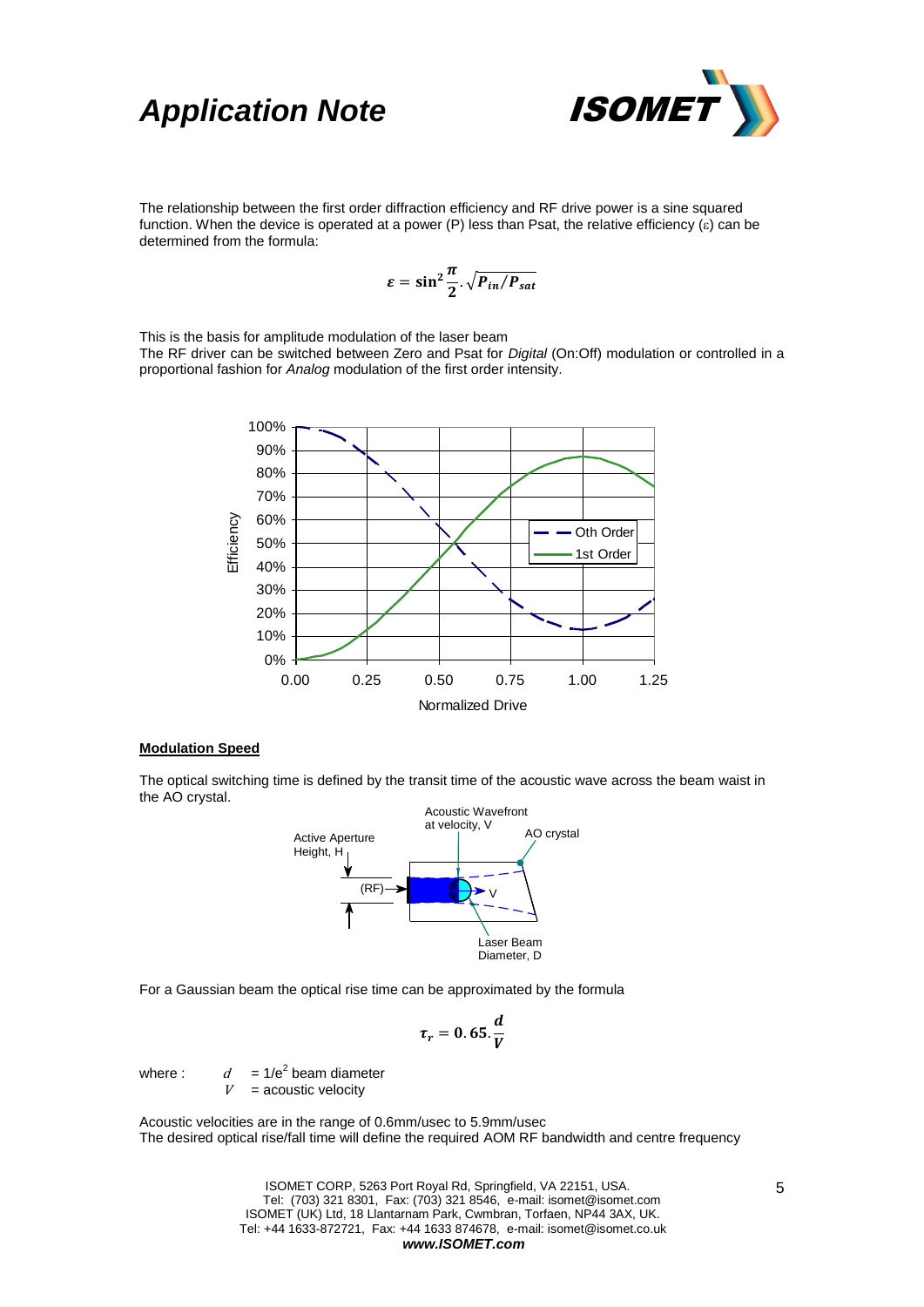The relationship between the first order diffraction efficiency and RF drive power is a sine squared function. When the device is operated at a power (P) less than Psat, the relative efficiency ($\varepsilon$) can be determined from the formula:

$$\varepsilon = \sin^2 \frac{\pi}{2} . \sqrt{P_{in}/P_{sat}}$$

This is the basis for amplitude modulation of the laser beam
The RF driver can be switched between Zero and Psat for *Digital* (On:Off) modulation or controlled in a proportional fashion for *Analog* modulation of the first order intensity.

**Modulation Speed**

The optical switching time is defined by the transit time of the acoustic wave across the beam waist in the AO crystal.

For a Gaussian beam the optical rise time can be approximated by the formula

$$\tau_r = 0.65 . \frac{d}{V}$$

where : $d$ = 1/e$^2$ beam diameter
$V$ = acoustic velocity

Acoustic velocities are in the range of 0.6mm/usec to 5.9mm/usec
The desired optical rise/fall time will define the required AOM RF bandwidth and centre frequency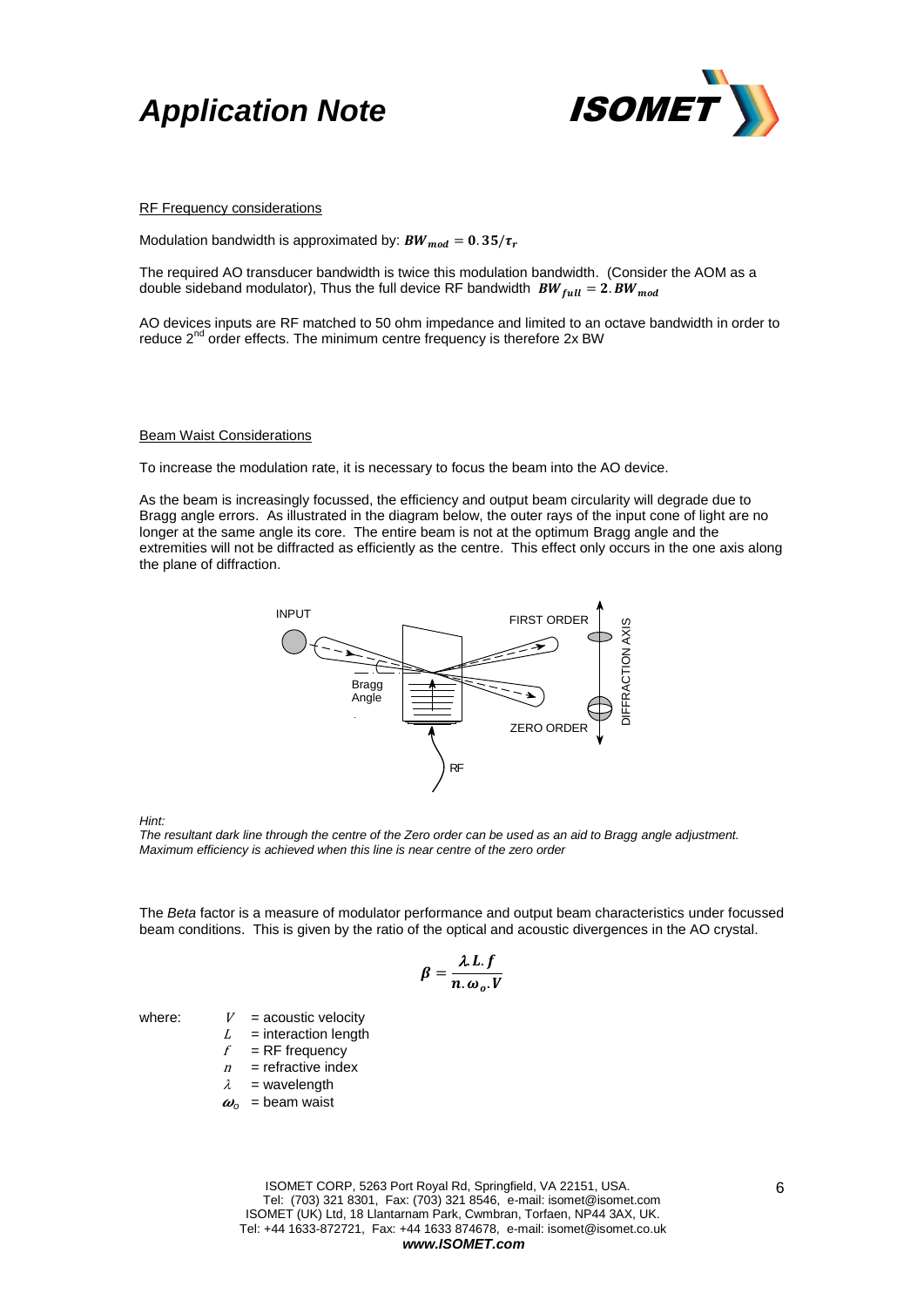RF Frequency considerations

Modulation bandwidth is approximated by: $\boldsymbol{BW_{mod} = 0.35/\tau_r}$

The required AO transducer bandwidth is twice this modulation bandwidth. (Consider the AOM as a double sideband modulator), Thus the full device RF bandwidth $\boldsymbol{BW_{full} = 2.BW_{mod}}$

AO devices inputs are RF matched to 50 ohm impedance and limited to an octave bandwidth in order to reduce 2nd order effects. The minimum centre frequency is therefore 2x BW

Beam Waist Considerations

To increase the modulation rate, it is necessary to focus the beam into the AO device.

As the beam is increasingly focussed, the efficiency and output beam circularity will degrade due to Bragg angle errors. As illustrated in the diagram below, the outer rays of the input cone of light are no longer at the same angle its core. The entire beam is not at the optimum Bragg angle and the extremities will not be diffracted as efficiently as the centre. This effect only occurs in the one axis along the plane of diffraction.

*Hint:*
*The resultant dark line through the centre of the Zero order can be used as an aid to Bragg angle adjustment. Maximum efficiency is achieved when this line is near centre of the zero order*

The *Beta* factor is a measure of modulator performance and output beam characteristics under focussed beam conditions. This is given by the ratio of the optical and acoustic divergences in the AO crystal.

$$\boldsymbol{\beta = \frac{\lambda . L . f}{n . \omega_o . V}}$$

where:
- $V$ = acoustic velocity
- $L$ = interaction length
- $f$ = RF frequency
- $n$ = refractive index
- $\lambda$ = wavelength
- $\omega_o$ = beam waist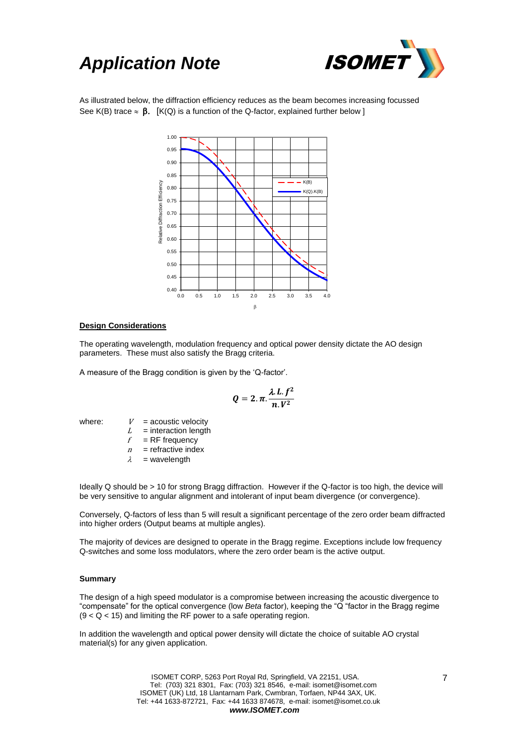As illustrated below, the diffraction efficiency reduces as the beam becomes increasing focussed See K(B) trace ≈ **β.** [K(Q) is a function of the Q-factor, explained further below ]

## Design Considerations

The operating wavelength, modulation frequency and optical power density dictate the AO design parameters. These must also satisfy the Bragg criteria.

A measure of the Bragg condition is given by the 'Q-factor'.

$$Q = 2.\pi.\frac{\lambda.L.f^2}{n.V^2}$$

where:
- $V$ = acoustic velocity
- $L$ = interaction length
- $f$ = RF frequency
- $n$ = refractive index
- $\lambda$ = wavelength

Ideally Q should be > 10 for strong Bragg diffraction. However if the Q-factor is too high, the device will be very sensitive to angular alignment and intolerant of input beam divergence (or convergence).

Conversely, Q-factors of less than 5 will result a significant percentage of the zero order beam diffracted into higher orders (Output beams at multiple angles).

The majority of devices are designed to operate in the Bragg regime. Exceptions include low frequency Q-switches and some loss modulators, where the zero order beam is the active output.

### Summary

The design of a high speed modulator is a compromise between increasing the acoustic divergence to "compensate" for the optical convergence (low *Beta* factor), keeping the "Q "factor in the Bragg regime ($9 < Q < 15$) and limiting the RF power to a safe operating region.

In addition the wavelength and optical power density will dictate the choice of suitable AO crystal material(s) for any given application.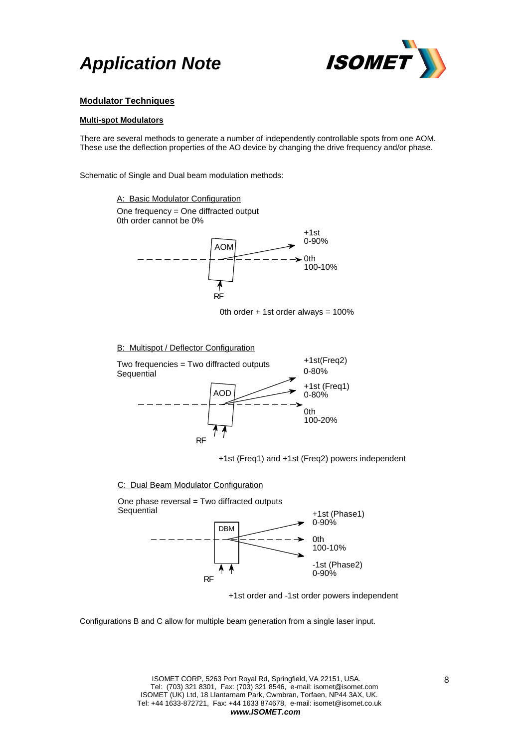## Modulator Techniques

### Multi-spot Modulators

There are several methods to generate a number of independently controllable spots from one AOM. These use the deflection properties of the AO device by changing the drive frequency and/or phase.

Schematic of Single and Dual beam modulation methods:

A: Basic Modulator Configuration

One frequency = One diffracted output
0th order cannot be 0%

AOM

+1st
0-90%

0th
100-10%

RF

0th order + 1st order always = 100%

B: Multispot / Deflector Configuration

Two frequencies = Two diffracted outputs
Sequential

AOD

+1st(Freq2)
0-80%

+1st (Freq1)
0-80%

0th
100-20%

RF

+1st (Freq1) and +1st (Freq2) powers independent

C: Dual Beam Modulator Configuration

One phase reversal = Two diffracted outputs
Sequential

DBM

+1st (Phase1)
0-90%

0th
100-10%

-1st (Phase2)
0-90%

RF

+1st order and -1st order powers independent

Configurations B and C allow for multiple beam generation from a single laser input.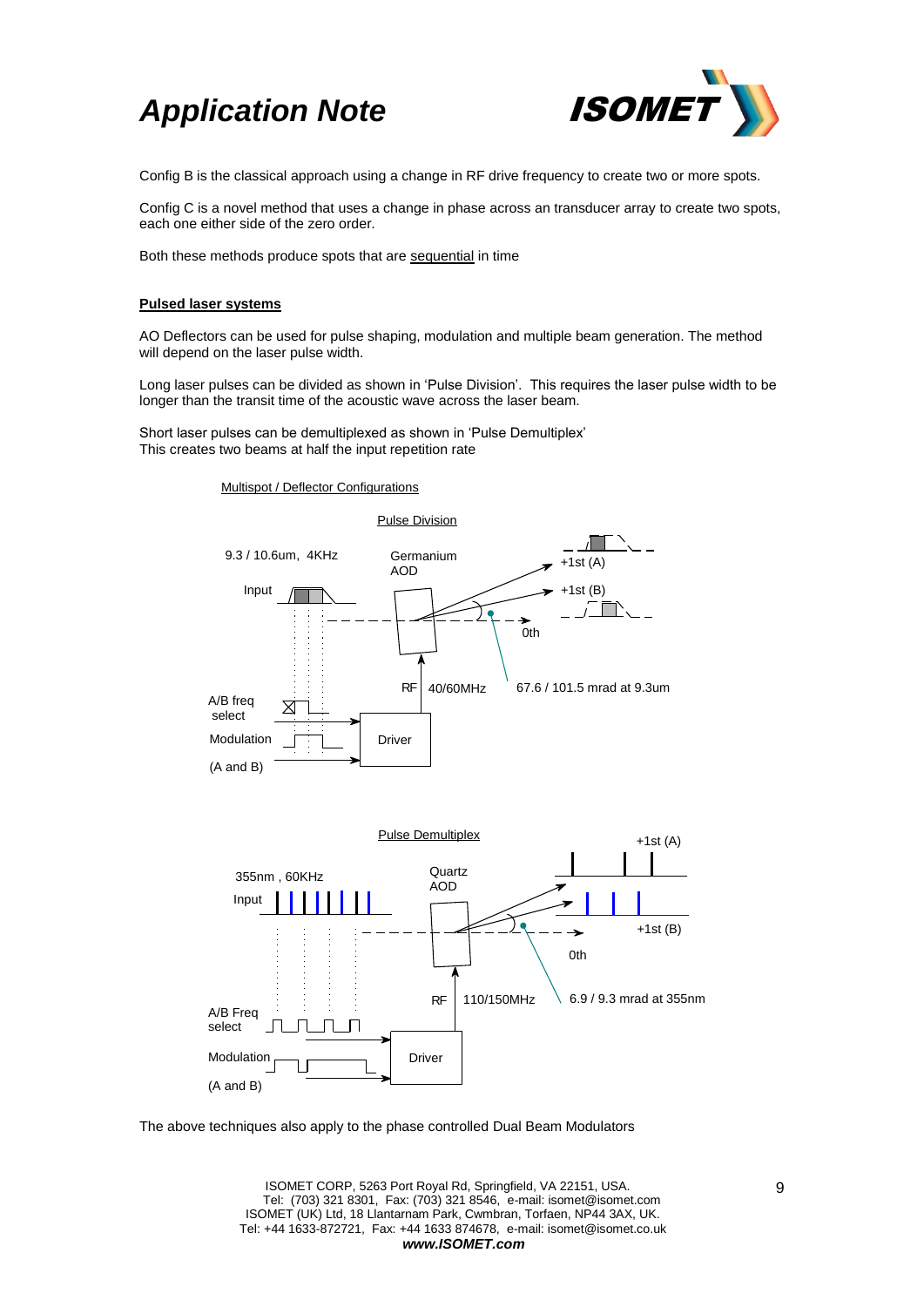Config B is the classical approach using a change in RF drive frequency to create two or more spots.

Config C is a novel method that uses a change in phase across an transducer array to create two spots, each one either side of the zero order.

Both these methods produce spots that are sequential in time

**Pulsed laser systems**

AO Deflectors can be used for pulse shaping, modulation and multiple beam generation. The method will depend on the laser pulse width.

Long laser pulses can be divided as shown in 'Pulse Division'. This requires the laser pulse width to be longer than the transit time of the acoustic wave across the laser beam.

Short laser pulses can be demultiplexed as shown in 'Pulse Demultiplex'
This creates two beams at half the input repetition rate

Multispot / Deflector Configurations

Pulse Division

9.3 / 10.6um, 4KHz

Input

Germanium AOD

+1st (A)

+1st (B)

0th

RF 40/60MHz

67.6 / 101.5 mrad at 9.3um

A/B freq select

Modulation

(A and B)

Driver

Pulse Demultiplex

355nm , 60KHz

Input

Quartz AOD

+1st (A)

+1st (B)

0th

RF 110/150MHz

6.9 / 9.3 mrad at 355nm

A/B Freq select

Modulation

(A and B)

Driver

The above techniques also apply to the phase controlled Dual Beam Modulators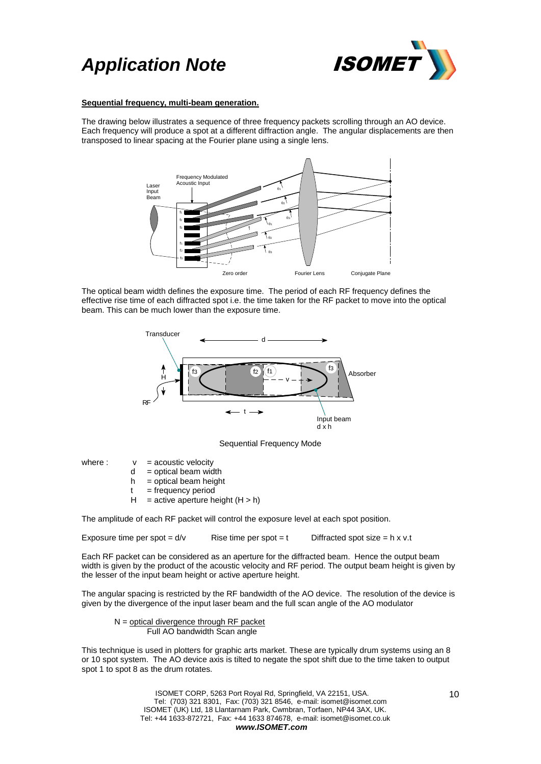**Sequential frequency, multi-beam generation.**

The drawing below illustrates a sequence of three frequency packets scrolling through an AO device. Each frequency will produce a spot at a different diffraction angle. The angular displacements are then transposed to linear spacing at the Fourier plane using a single lens.

The optical beam width defines the exposure time. The period of each RF frequency defines the effective rise time of each diffracted spot i.e. the time taken for the RF packet to move into the optical beam. This can be much lower than the exposure time.

Sequential Frequency Mode

where :
- v = acoustic velocity
- d = optical beam width
- h = optical beam height
- t = frequency period
- H = active aperture height (H > h)

The amplitude of each RF packet will control the exposure level at each spot position.

Exposure time per spot = d/v    Rise time per spot = t    Diffracted spot size = h x v.t

Each RF packet can be considered as an aperture for the diffracted beam. Hence the output beam width is given by the product of the acoustic velocity and RF period. The output beam height is given by the lesser of the input beam height or active aperture height.

The angular spacing is restricted by the RF bandwidth of the AO device. The resolution of the device is given by the divergence of the input laser beam and the full scan angle of the AO modulator

$$N = \frac{\text{optical divergence through RF packet}}{\text{Full AO bandwidth Scan angle}}$$

This technique is used in plotters for graphic arts market. These are typically drum systems using an 8 or 10 spot system. The AO device axis is tilted to negate the spot shift due to the time taken to output spot 1 to spot 8 as the drum rotates.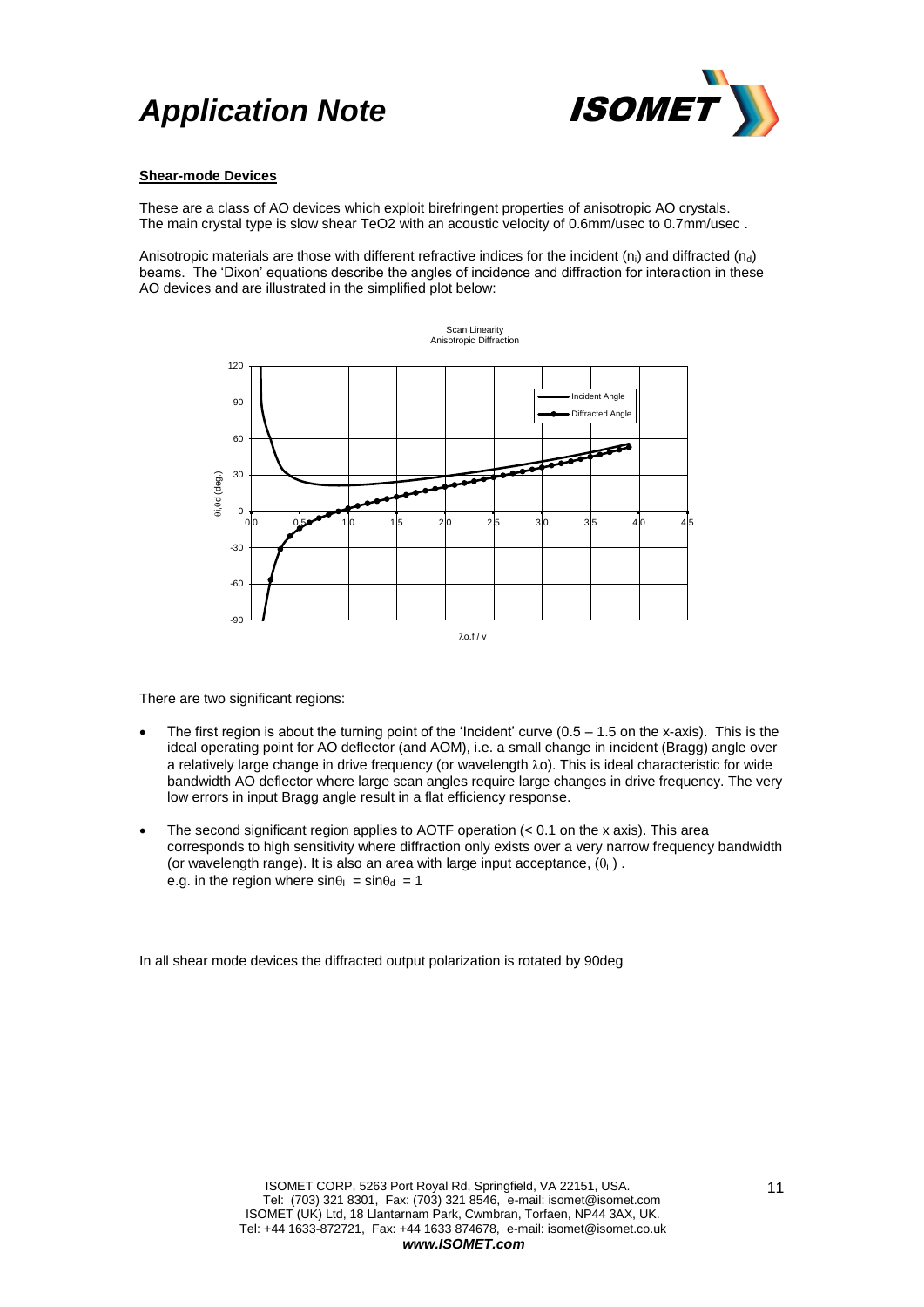**Shear-mode Devices**

These are a class of AO devices which exploit birefringent properties of anisotropic AO crystals. The main crystal type is slow shear $TeO_2$ with an acoustic velocity of 0.6mm/usec to 0.7mm/usec .

Anisotropic materials are those with different refractive indices for the incident ($n_i$) and diffracted ($n_d$) beams. The 'Dixon' equations describe the angles of incidence and diffraction for interaction in these AO devices and are illustrated in the simplified plot below:

There are two significant regions:

- The first region is about the turning point of the 'Incident' curve (0.5 – 1.5 on the x-axis). This is the ideal operating point for AO deflector (and AOM), i.e. a small change in incident (Bragg) angle over a relatively large change in drive frequency (or wavelength $\lambda o$). This is ideal characteristic for wide bandwidth AO deflector where large scan angles require large changes in drive frequency. The very low errors in input Bragg angle result in a flat efficiency response.
- The second significant region applies to AOTF operation (< 0.1 on the x axis). This area corresponds to high sensitivity where diffraction only exists over a very narrow frequency bandwidth (or wavelength range). It is also an area with large input acceptance, ($\theta_i$) .
  e.g. in the region where $\sin\theta_I = \sin\theta_d = 1$

In all shear mode devices the diffracted output polarization is rotated by 90deg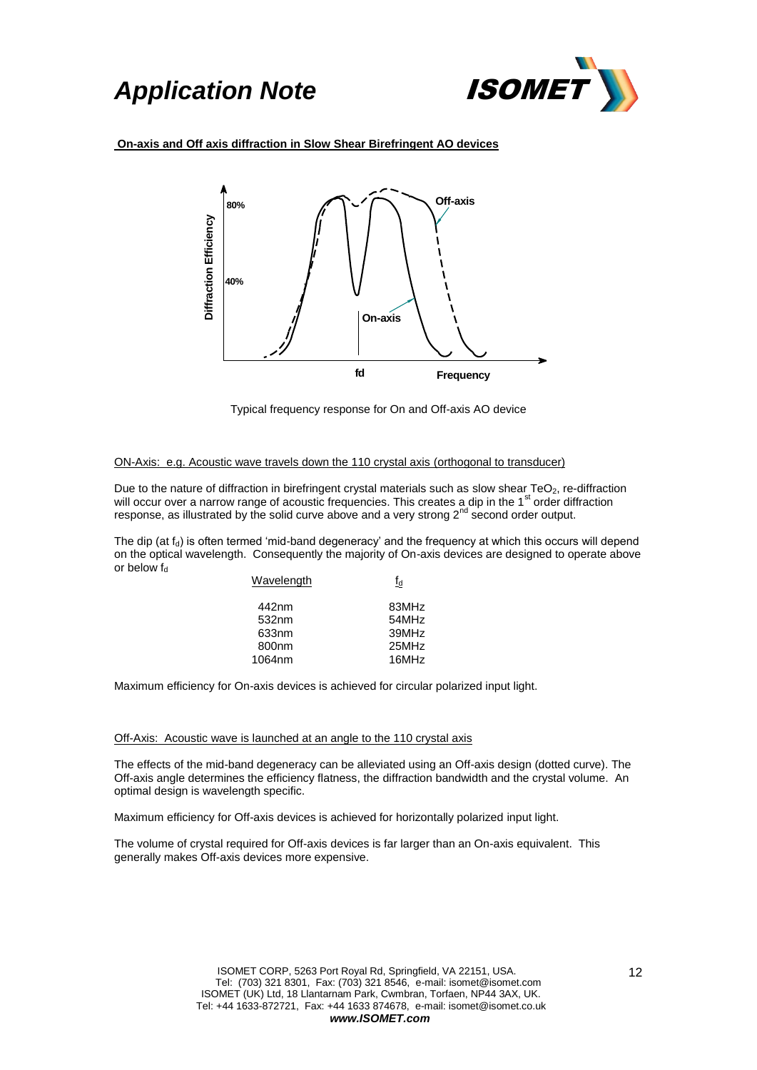## On-axis and Off axis diffraction in Slow Shear Birefringent AO devices

Typical frequency response for On and Off-axis AO device

ON-Axis: e.g. Acoustic wave travels down the 110 crystal axis (orthogonal to transducer)

Due to the nature of diffraction in birefringent crystal materials such as slow shear $TeO_2$, re-diffraction will occur over a narrow range of acoustic frequencies. This creates a dip in the 1st order diffraction response, as illustrated by the solid curve above and a very strong 2nd second order output.

The dip (at $f_d$) is often termed 'mid-band degeneracy' and the frequency at which this occurs will depend on the optical wavelength. Consequently the majority of On-axis devices are designed to operate above or below $f_d$

| Wavelength | $f_d$ |
|---|---|
| 442nm | 83MHz |
| 532nm | 54MHz |
| 633nm | 39MHz |
| 800nm | 25MHz |
| 1064nm | 16MHz |

Maximum efficiency for On-axis devices is achieved for circular polarized input light.

Off-Axis: Acoustic wave is launched at an angle to the 110 crystal axis

The effects of the mid-band degeneracy can be alleviated using an Off-axis design (dotted curve). The Off-axis angle determines the efficiency flatness, the diffraction bandwidth and the crystal volume. An optimal design is wavelength specific.

Maximum efficiency for Off-axis devices is achieved for horizontally polarized input light.

The volume of crystal required for Off-axis devices is far larger than an On-axis equivalent. This generally makes Off-axis devices more expensive.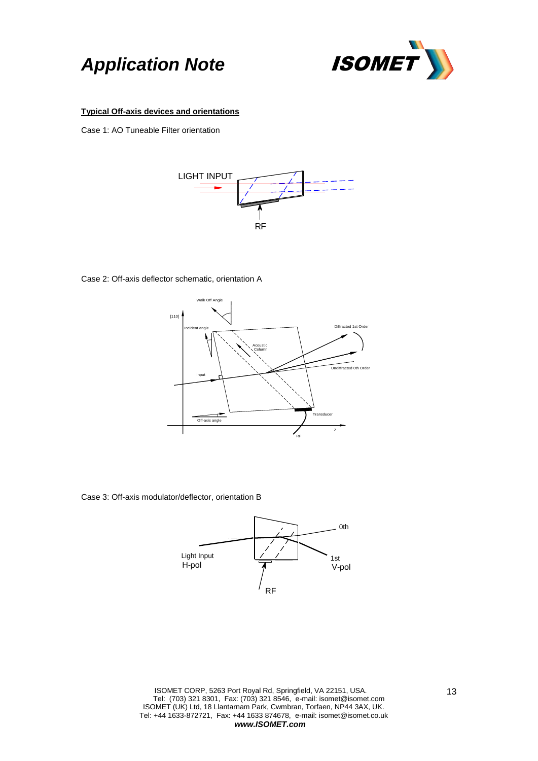**Typical Off-axis devices and orientations**

Case 1: AO Tuneable Filter orientation

LIGHT INPUT

RF

Case 2: Off-axis deflector schematic, orientation A

Walk Off Angle

[110]

Incident angle

Acoustic Column

Diffracted 1st Order

Undiffracted 0th Order

Input

Transducer

Off-axis angle

RF

Z

Case 3: Off-axis modulator/deflector, orientation B

0th

Light Input
H-pol

1st
V-pol

RF